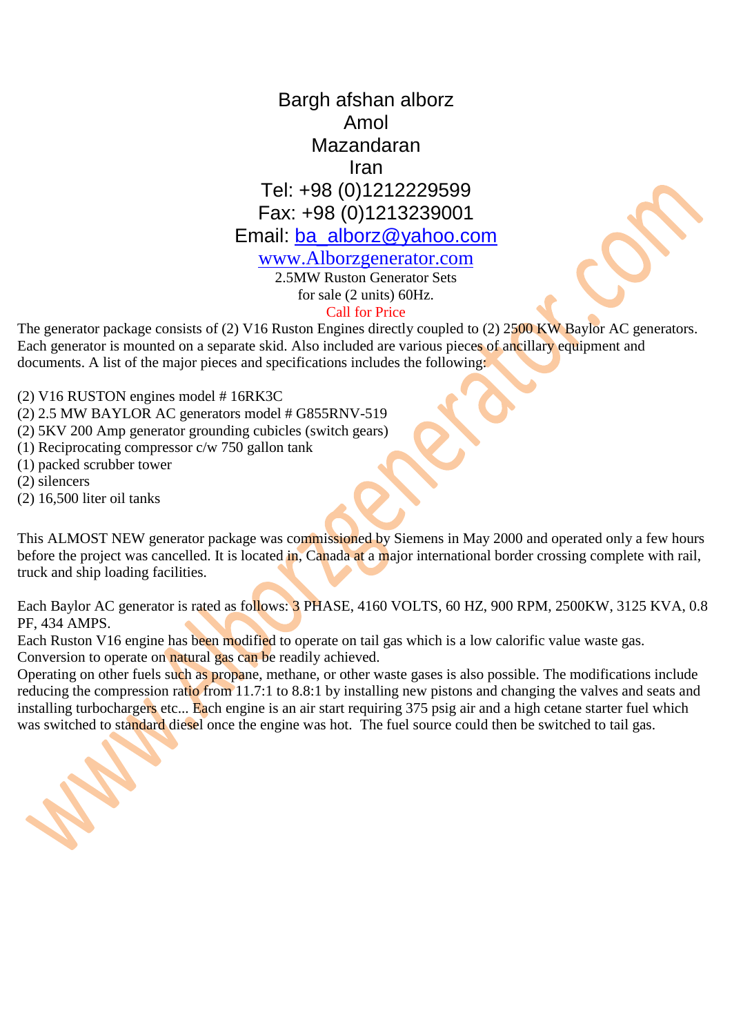Bargh afshan alborz
Amol
Mazandaran
Iran
Tel: +98 (0)1212229599
Fax: +98 (0)1213239001
Email: ba_alborz@yahoo.com
www.Alborzgenerator.com

2.5MW Ruston Generator Sets
for sale (2 units) 60Hz.
Call for Price

The generator package consists of (2) V16 Ruston Engines directly coupled to (2) 2500 KW Baylor AC generators. Each generator is mounted on a separate skid. Also included are various pieces of ancillary equipment and documents. A list of the major pieces and specifications includes the following:

(2) V16 RUSTON engines model # 16RK3C
(2) 2.5 MW BAYLOR AC generators model # G855RNV-519
(2) 5KV 200 Amp generator grounding cubicles (switch gears)
(1) Reciprocating compressor c/w 750 gallon tank
(1) packed scrubber tower
(2) silencers
(2) 16,500 liter oil tanks

This ALMOST NEW generator package was commissioned by Siemens in May 2000 and operated only a few hours before the project was cancelled. It is located in, Canada at a major international border crossing complete with rail, truck and ship loading facilities.

Each Baylor AC generator is rated as follows: 3 PHASE, 4160 VOLTS, 60 HZ, 900 RPM, 2500KW, 3125 KVA, 0.8 PF, 434 AMPS.
Each Ruston V16 engine has been modified to operate on tail gas which is a low calorific value waste gas. Conversion to operate on natural gas can be readily achieved.
Operating on other fuels such as propane, methane, or other waste gases is also possible. The modifications include reducing the compression ratio from 11.7:1 to 8.8:1 by installing new pistons and changing the valves and seats and installing turbochargers etc... Each engine is an air start requiring 375 psig air and a high cetane starter fuel which was switched to standard diesel once the engine was hot. The fuel source could then be switched to tail gas.